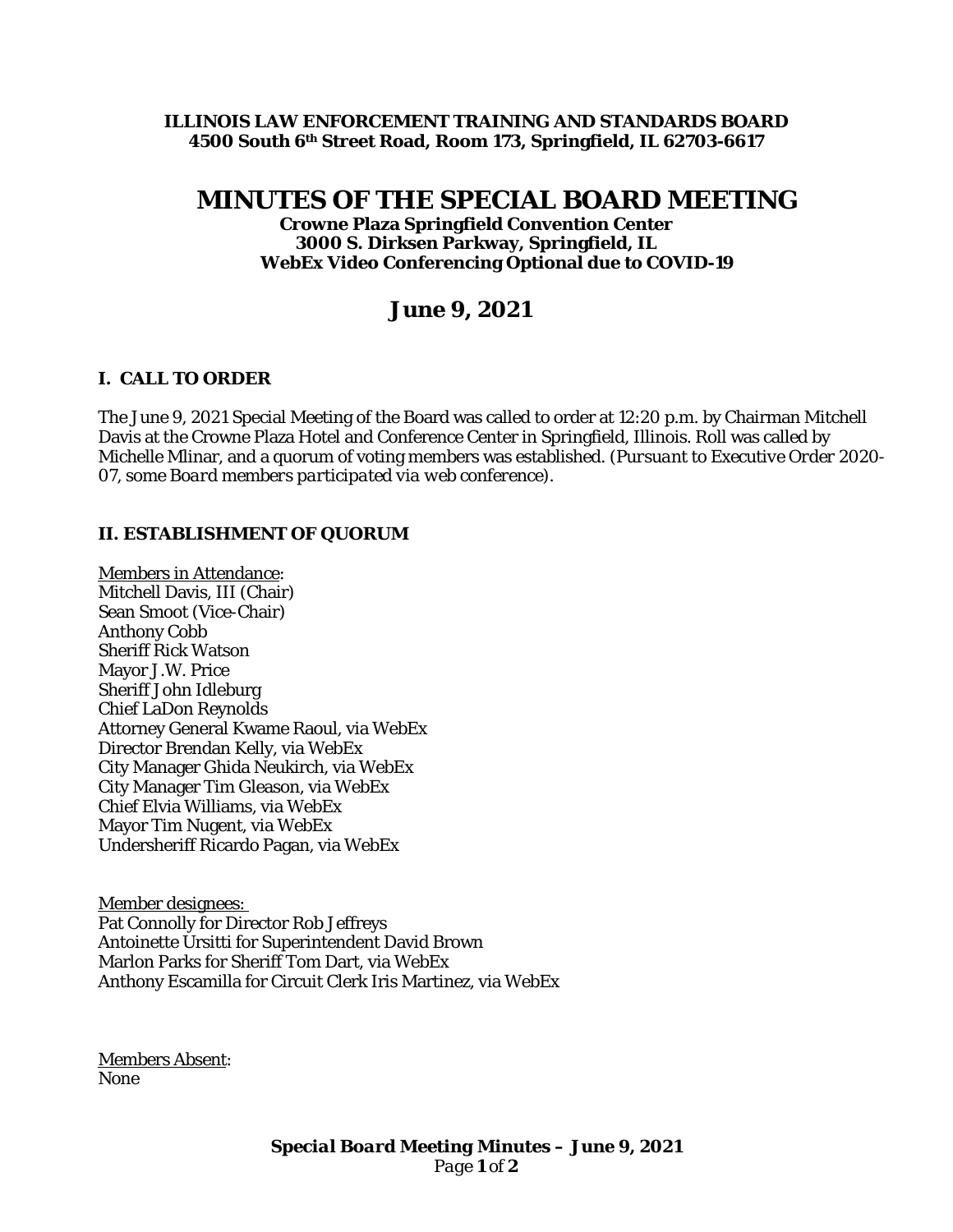**ILLINOIS LAW ENFORCEMENT TRAINING AND STANDARDS BOARD**
**4500 South 6th Street Road, Room 173, Springfield, IL 62703-6617**

# MINUTES OF THE SPECIAL BOARD MEETING

**Crowne Plaza Springfield Convention Center**
**3000 S. Dirksen Parkway, Springfield, IL**
**WebEx Video Conferencing Optional due to COVID-19**

## June 9, 2021

### I. CALL TO ORDER

The June 9, 2021 Special Meeting of the Board was called to order at 12:20 p.m. by Chairman Mitchell Davis at the Crowne Plaza Hotel and Conference Center in Springfield, Illinois. Roll was called by Michelle Mlinar, and a quorum of voting members was established. (*Pursuant to Executive Order 2020-07, some Board members participated via web conference*).

### II. ESTABLISHMENT OF QUORUM

Members in Attendance:
Mitchell Davis, III (Chair)
Sean Smoot (Vice-Chair)
Anthony Cobb
Sheriff Rick Watson
Mayor J.W. Price
Sheriff John Idleburg
Chief LaDon Reynolds
Attorney General Kwame Raoul, via WebEx
Director Brendan Kelly, via WebEx
City Manager Ghida Neukirch, via WebEx
City Manager Tim Gleason, via WebEx
Chief Elvia Williams, via WebEx
Mayor Tim Nugent, via WebEx
Undersheriff Ricardo Pagan, via WebEx

Member designees:
Pat Connolly for Director Rob Jeffreys
Antoinette Ursitti for Superintendent David Brown
Marlon Parks for Sheriff Tom Dart, via WebEx
Anthony Escamilla for Circuit Clerk Iris Martinez, via WebEx

Members Absent:
None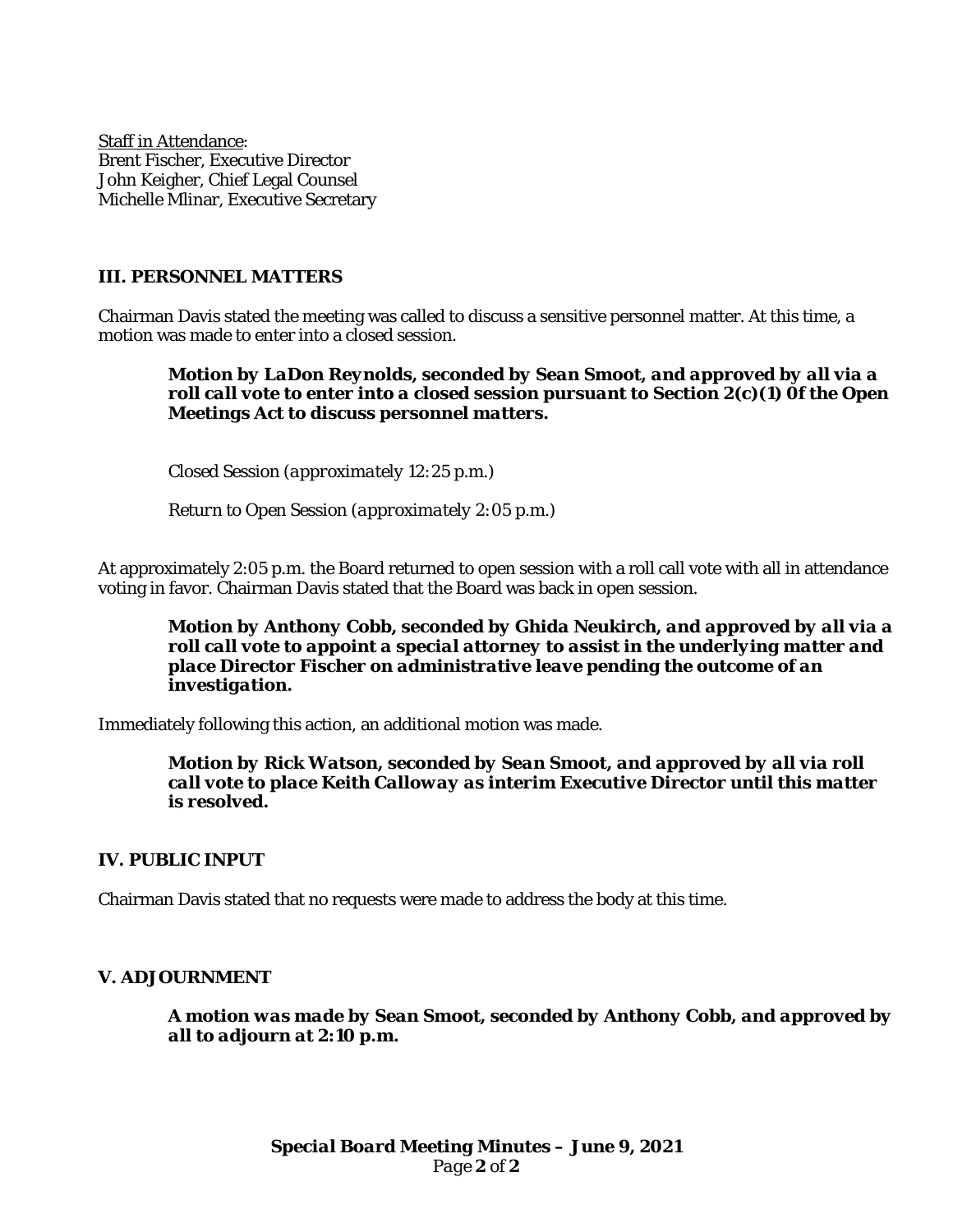Staff in Attendance:
Brent Fischer, Executive Director
John Keigher, Chief Legal Counsel
Michelle Mlinar, Executive Secretary

### III. PERSONNEL MATTERS

Chairman Davis stated the meeting was called to discuss a sensitive personnel matter. At this time, a motion was made to enter into a closed session.

> ***Motion by LaDon Reynolds, seconded by Sean Smoot, and approved by all via a roll call vote to enter into a closed session pursuant to Section 2(c)(1) 0f the Open Meetings Act to discuss personnel matters.***

> Closed Session *(approximately 12:25 p.m.)*

> Return to Open Session *(approximately 2:05 p.m.)*

At approximately 2:05 p.m. the Board returned to open session with a roll call vote with all in attendance voting in favor. Chairman Davis stated that the Board was back in open session.

> ***Motion by Anthony Cobb, seconded by Ghida Neukirch, and approved by all via a roll call vote to appoint a special attorney to assist in the underlying matter and place Director Fischer on administrative leave pending the outcome of an investigation.***

Immediately following this action, an additional motion was made.

> ***Motion by Rick Watson, seconded by Sean Smoot, and approved by all via roll call vote to place Keith Calloway as interim Executive Director until this matter is resolved.***

### IV. PUBLIC INPUT

Chairman Davis stated that no requests were made to address the body at this time.

### V. ADJOURNMENT

> ***A motion was made by Sean Smoot, seconded by Anthony Cobb, and approved by all to adjourn at 2:10 p.m.***